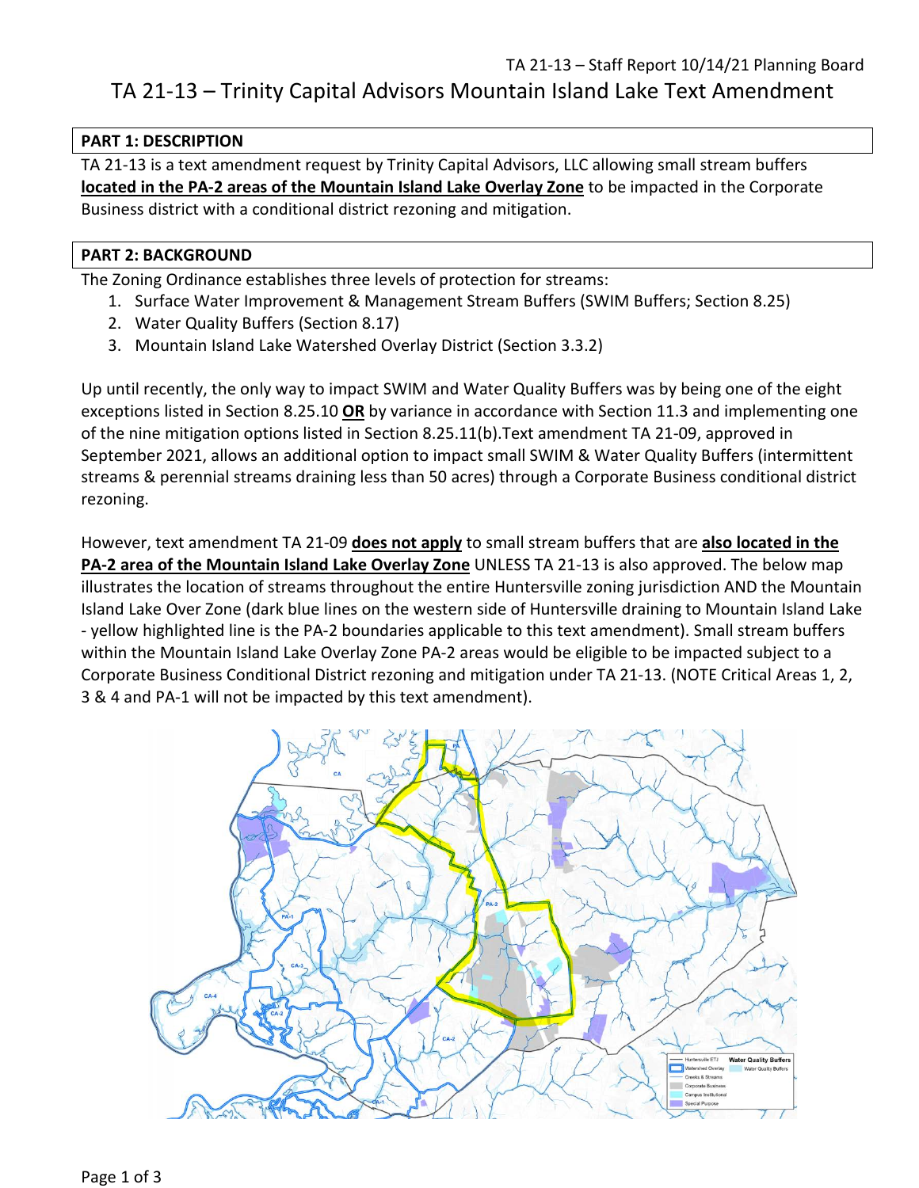# TA 21-13 – Trinity Capital Advisors Mountain Island Lake Text Amendment

TA 21-13 – Staff Report 10/14/21 Planning Board

## PART 1: DESCRIPTION

TA 21-13 is a text amendment request by Trinity Capital Advisors, LLC allowing small stream buffers **located in the PA-2 areas of the Mountain Island Lake Overlay Zone** to be impacted in the Corporate Business district with a conditional district rezoning and mitigation.

## PART 2: BACKGROUND

The Zoning Ordinance establishes three levels of protection for streams:

1. Surface Water Improvement & Management Stream Buffers (SWIM Buffers; Section 8.25)
2. Water Quality Buffers (Section 8.17)
3. Mountain Island Lake Watershed Overlay District (Section 3.3.2)

Up until recently, the only way to impact SWIM and Water Quality Buffers was by being one of the eight exceptions listed in Section 8.25.10 **OR** by variance in accordance with Section 11.3 and implementing one of the nine mitigation options listed in Section 8.25.11(b).Text amendment TA 21-09, approved in September 2021, allows an additional option to impact small SWIM & Water Quality Buffers (intermittent streams & perennial streams draining less than 50 acres) through a Corporate Business conditional district rezoning.

However, text amendment TA 21-09 **does not apply** to small stream buffers that are **also located in the PA-2 area of the Mountain Island Lake Overlay Zone** UNLESS TA 21-13 is also approved. The below map illustrates the location of streams throughout the entire Huntersville zoning jurisdiction AND the Mountain Island Lake Over Zone (dark blue lines on the western side of Huntersville draining to Mountain Island Lake - yellow highlighted line is the PA-2 boundaries applicable to this text amendment). Small stream buffers within the Mountain Island Lake Overlay Zone PA-2 areas would be eligible to be impacted subject to a Corporate Business Conditional District rezoning and mitigation under TA 21-13. (NOTE Critical Areas 1, 2, 3 & 4 and PA-1 will not be impacted by this text amendment).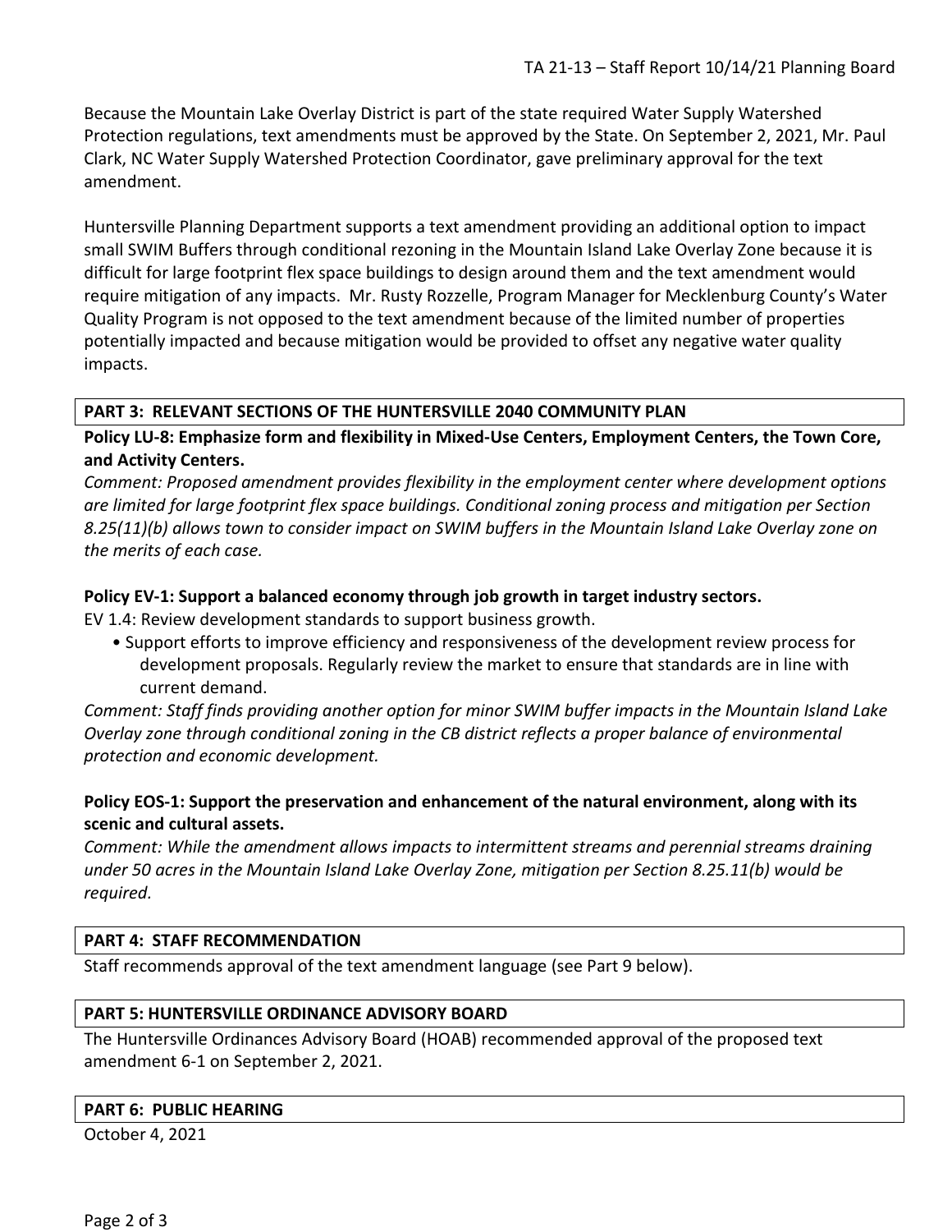Because the Mountain Lake Overlay District is part of the state required Water Supply Watershed Protection regulations, text amendments must be approved by the State. On September 2, 2021, Mr. Paul Clark, NC Water Supply Watershed Protection Coordinator, gave preliminary approval for the text amendment.

Huntersville Planning Department supports a text amendment providing an additional option to impact small SWIM Buffers through conditional rezoning in the Mountain Island Lake Overlay Zone because it is difficult for large footprint flex space buildings to design around them and the text amendment would require mitigation of any impacts. Mr. Rusty Rozzelle, Program Manager for Mecklenburg County's Water Quality Program is not opposed to the text amendment because of the limited number of properties potentially impacted and because mitigation would be provided to offset any negative water quality impacts.

## PART 3: RELEVANT SECTIONS OF THE HUNTERSVILLE 2040 COMMUNITY PLAN

**Policy LU-8: Emphasize form and flexibility in Mixed-Use Centers, Employment Centers, the Town Core, and Activity Centers.**

*Comment: Proposed amendment provides flexibility in the employment center where development options are limited for large footprint flex space buildings. Conditional zoning process and mitigation per Section 8.25(11)(b) allows town to consider impact on SWIM buffers in the Mountain Island Lake Overlay zone on the merits of each case.*

**Policy EV-1: Support a balanced economy through job growth in target industry sectors.**

EV 1.4: Review development standards to support business growth.

- Support efforts to improve efficiency and responsiveness of the development review process for development proposals. Regularly review the market to ensure that standards are in line with current demand.

*Comment: Staff finds providing another option for minor SWIM buffer impacts in the Mountain Island Lake Overlay zone through conditional zoning in the CB district reflects a proper balance of environmental protection and economic development.*

**Policy EOS-1: Support the preservation and enhancement of the natural environment, along with its scenic and cultural assets.**

*Comment: While the amendment allows impacts to intermittent streams and perennial streams draining under 50 acres in the Mountain Island Lake Overlay Zone, mitigation per Section 8.25.11(b) would be required.*

## PART 4: STAFF RECOMMENDATION

Staff recommends approval of the text amendment language (see Part 9 below).

## PART 5: HUNTERSVILLE ORDINANCE ADVISORY BOARD

The Huntersville Ordinances Advisory Board (HOAB) recommended approval of the proposed text amendment 6-1 on September 2, 2021.

## PART 6: PUBLIC HEARING

October 4, 2021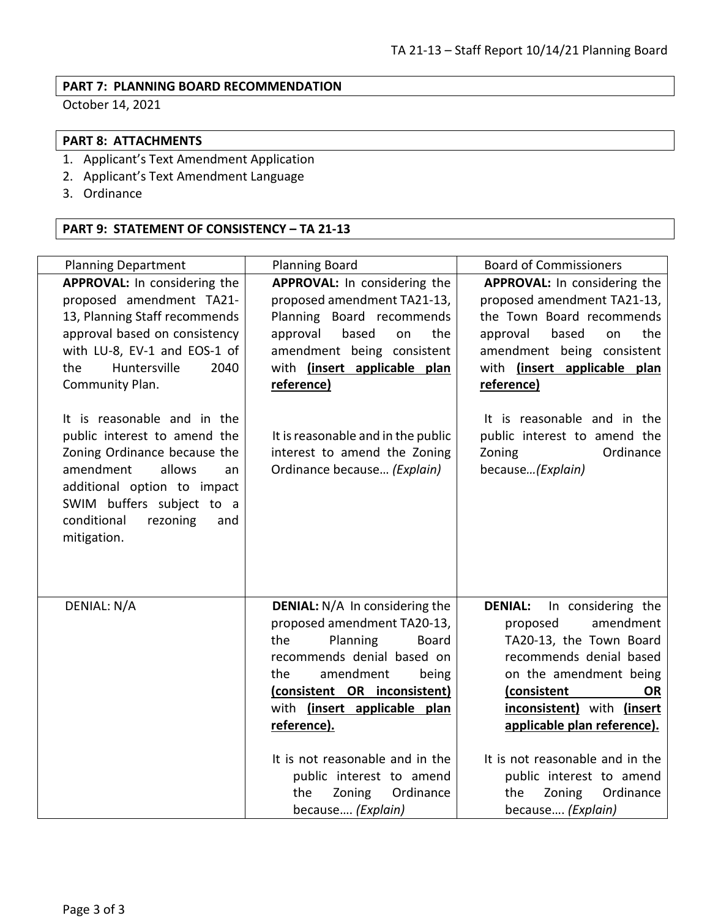**PART 7: PLANNING BOARD RECOMMENDATION**

October 14, 2021

**PART 8: ATTACHMENTS**

1. Applicant's Text Amendment Application
2. Applicant's Text Amendment Language
3. Ordinance

**PART 9: STATEMENT OF CONSISTENCY – TA 21-13**

| Planning Department | Planning Board | Board of Commissioners |
|---|---|---|
| **APPROVAL:** In considering the proposed amendment TA21-13, Planning Staff recommends approval based on consistency with LU-8, EV-1 and EOS-1 of the Huntersville 2040 Community Plan.<br><br>It is reasonable and in the public interest to amend the Zoning Ordinance because the amendment allows an additional option to impact SWIM buffers subject to a conditional rezoning and mitigation. | **APPROVAL:** In considering the proposed amendment TA21-13, Planning Board recommends approval based on the amendment being consistent with **<u>(insert applicable plan reference)</u>**<br><br>It is reasonable and in the public interest to amend the Zoning Ordinance because… *(Explain)* | **APPROVAL:** In considering the proposed amendment TA21-13, the Town Board recommends approval based on the amendment being consistent with **<u>(insert applicable plan reference)</u>**<br><br>It is reasonable and in the public interest to amend the Zoning Ordinance because…*(Explain)* |
| DENIAL: N/A | **DENIAL:** N/A In considering the proposed amendment TA20-13, the Planning Board recommends denial based on the amendment being **<u>(consistent OR inconsistent)</u>** with **<u>(insert applicable plan reference).</u>**<br><br>It is not reasonable and in the public interest to amend the Zoning Ordinance because…. *(Explain)* | **DENIAL:** In considering the proposed amendment TA20-13, the Town Board recommends denial based on the amendment being **<u>(consistent OR inconsistent)</u>** with **<u>(insert applicable plan reference).</u>**<br><br>It is not reasonable and in the public interest to amend the Zoning Ordinance because…. *(Explain)* |